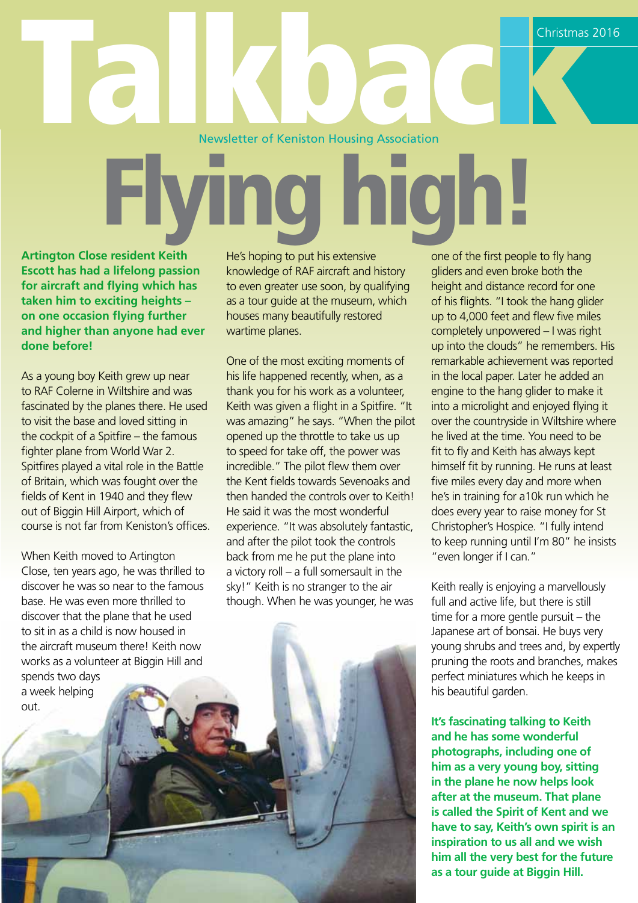# Talkback

Christmas 2016

Newsletter of Keniston Housing Association

# Flying high!

**Artington Close resident Keith Escott has had a lifelong passion for aircraft and flying which has taken him to exciting heights – on one occasion flying further and higher than anyone had ever done before!**

As a young boy Keith grew up near to RAF Colerne in Wiltshire and was fascinated by the planes there. He used to visit the base and loved sitting in the cockpit of a Spitfire – the famous fighter plane from World War 2. Spitfires played a vital role in the Battle of Britain, which was fought over the fields of Kent in 1940 and they flew out of Biggin Hill Airport, which of course is not far from Keniston's offices.

When Keith moved to Artington Close, ten years ago, he was thrilled to discover he was so near to the famous base. He was even more thrilled to discover that the plane that he used to sit in as a child is now housed in the aircraft museum there! Keith now works as a volunteer at Biggin Hill and spends two days a week helping out.

He's hoping to put his extensive knowledge of RAF aircraft and history to even greater use soon, by qualifying as a tour guide at the museum, which houses many beautifully restored wartime planes.

One of the most exciting moments of his life happened recently, when, as a thank you for his work as a volunteer, Keith was given a flight in a Spitfire. "It was amazing" he says. "When the pilot opened up the throttle to take us up to speed for take off, the power was incredible." The pilot flew them over the Kent fields towards Sevenoaks and then handed the controls over to Keith! He said it was the most wonderful experience. "It was absolutely fantastic, and after the pilot took the controls back from me he put the plane into a victory roll – a full somersault in the sky!" Keith is no stranger to the air though. When he was younger, he was one of the first people to fly hang gliders and even broke both the height and distance record for one of his flights. "I took the hang glider up to 4,000 feet and flew five miles completely unpowered – I was right up into the clouds" he remembers. His remarkable achievement was reported in the local paper. Later he added an engine to the hang glider to make it into a microlight and enjoyed flying it over the countryside in Wiltshire where he lived at the time. You need to be fit to fly and Keith has always kept himself fit by running. He runs at least five miles every day and more when he's in training for a10k run which he does every year to raise money for St Christopher's Hospice. "I fully intend to keep running until I'm 80" he insists "even longer if I can."

Keith really is enjoying a marvellously full and active life, but there is still time for a more gentle pursuit – the Japanese art of bonsai. He buys very young shrubs and trees and, by expertly pruning the roots and branches, makes perfect miniatures which he keeps in his beautiful garden.

**It's fascinating talking to Keith and he has some wonderful photographs, including one of him as a very young boy, sitting in the plane he now helps look after at the museum. That plane is called the Spirit of Kent and we have to say, Keith's own spirit is an inspiration to us all and we wish him all the very best for the future as a tour guide at Biggin Hill.**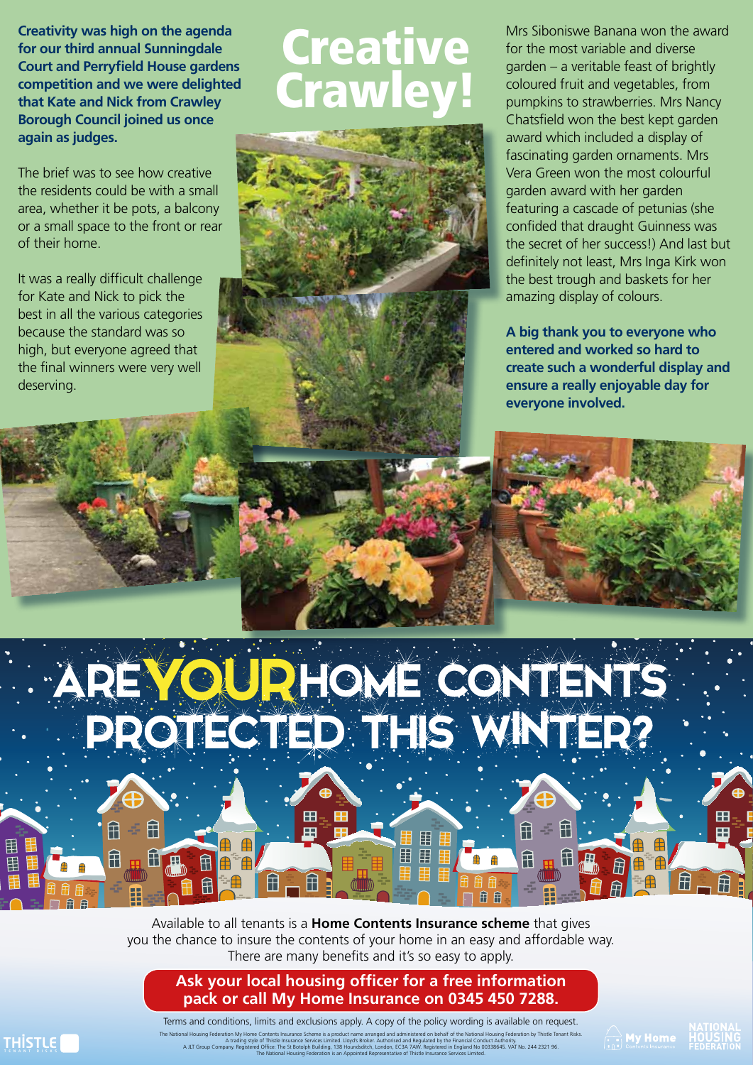# Creative Crawley!

**Creativity was high on the agenda for our third annual Sunningdale Court and Perryfield House gardens competition and we were delighted that Kate and Nick from Crawley Borough Council joined us once again as judges.**

The brief was to see how creative the residents could be with a small area, whether it be pots, a balcony or a small space to the front or rear of their home.

It was a really difficult challenge for Kate and Nick to pick the best in all the various categories because the standard was so high, but everyone agreed that the final winners were very well deserving.

Mrs Sibonisiwe Banana won the award for the most variable and diverse garden – a veritable feast of brightly coloured fruit and vegetables, from pumpkins to strawberries. Mrs Nancy Chatsfield won the best kept garden award which included a display of fascinating garden ornaments. Mrs Vera Green won the most colourful garden award with her garden featuring a cascade of petunias (she confided that draught Guinness was the secret of her success!) And last but definitely not least, Mrs Inga Kirk won the best trough and baskets for her amazing display of colours.

**A big thank you to everyone who entered and worked so hard to create such a wonderful display and ensure a really enjoyable day for everyone involved.**

# Are your home contents protected this winter?

Available to all tenants is a **Home Contents Insurance scheme** that gives you the chance to insure the contents of your home in an easy and affordable way. There are many benefits and it's so easy to apply.

**Ask your local housing officer for a free information pack or call My Home Insurance on 0345 450 7288.**

Terms and conditions, limits and exclusions apply. A copy of the policy wording is available on request.

The National Housing Federation My Home Contents Insurance Scheme is a product name arranged and administered on behalf of the National Housing Federation by Thistle Tenant Risks. A trading style of Thistle Insurance Services Limited. Lloyd's Broker. Authorised and Regulated by the Financial Conduct Authority. A JLT Group Company. Registered Office: The St Botolph Building, 138 Houndsditch, London, EC3A 7AW. Registered in England No 00338645. VAT No. 244 2321 96. The National Housing Federation is an Appointed Representative of Thistle Insurance Services Limited.

Thistle Tenant Risks | My Home Contents Insurance | National Housing Federation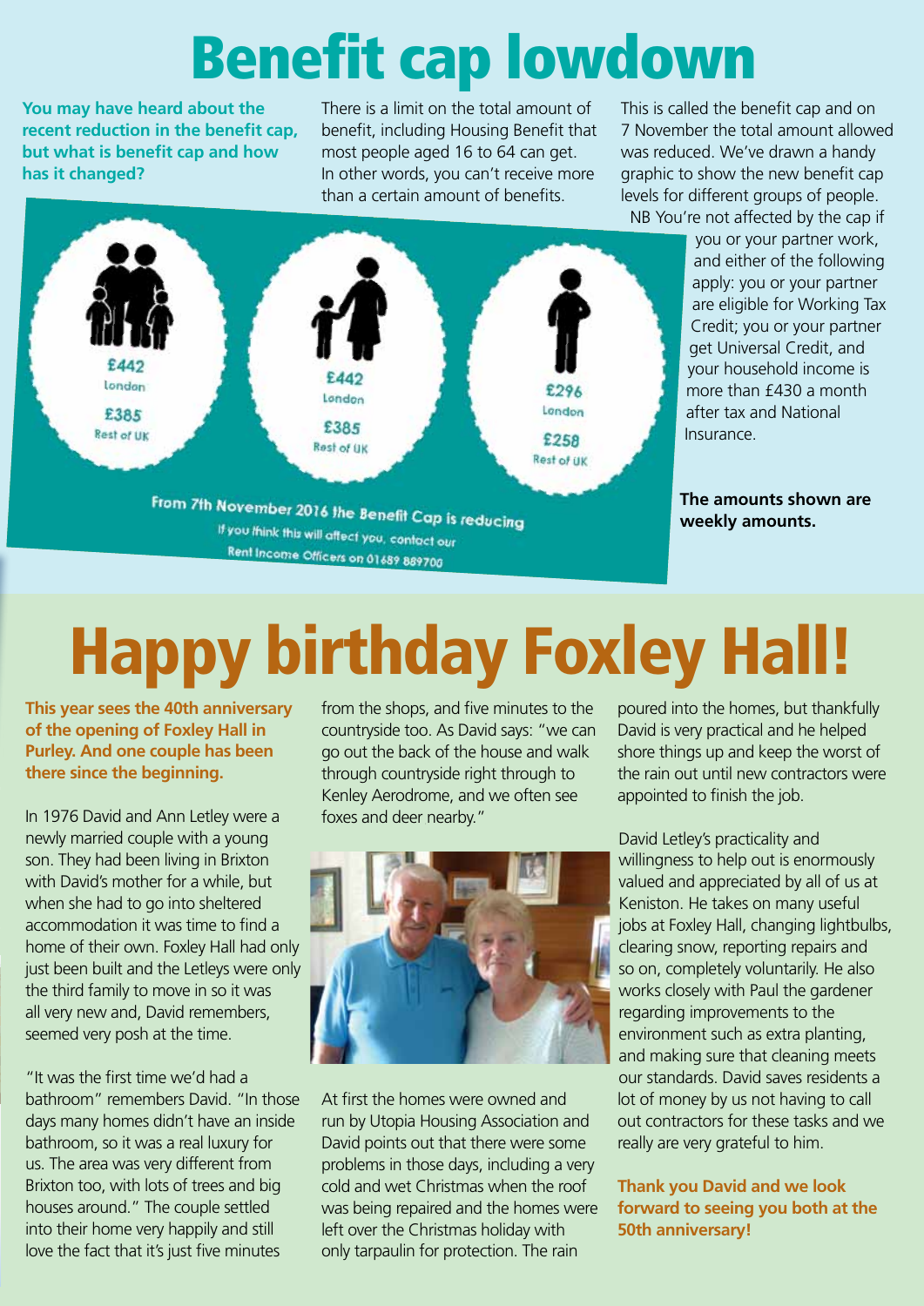# Benefit cap lowdown

**You may have heard about the recent reduction in the benefit cap, but what is benefit cap and how has it changed?**

There is a limit on the total amount of benefit, including Housing Benefit that most people aged 16 to 64 can get. In other words, you can't receive more than a certain amount of benefits.

This is called the benefit cap and on 7 November the total amount allowed was reduced. We've drawn a handy graphic to show the new benefit cap levels for different groups of people.

£442 London
£385 Rest of UK

£442 London
£385 Rest of UK

£296 London
£258 Rest of UK

From 7th November 2016 the Benefit Cap is reducing

If you think this will affect you, contact our Rent Income Officers on 01689 889700

NB You're not affected by the cap if you or your partner work, and either of the following apply: you or your partner are eligible for Working Tax Credit; you or your partner get Universal Credit, and your household income is more than £430 a month after tax and National Insurance.

**The amounts shown are weekly amounts.**

# Happy birthday Foxley Hall!

**This year sees the 40th anniversary of the opening of Foxley Hall in Purley. And one couple has been there since the beginning.**

In 1976 David and Ann Letley were a newly married couple with a young son. They had been living in Brixton with David's mother for a while, but when she had to go into sheltered accommodation it was time to find a home of their own. Foxley Hall had only just been built and the Letleys were only the third family to move in so it was all very new and, David remembers, seemed very posh at the time.

"It was the first time we'd had a bathroom" remembers David. "In those days many homes didn't have an inside bathroom, so it was a real luxury for us. The area was very different from Brixton too, with lots of trees and big houses around." The couple settled into their home very happily and still love the fact that it's just five minutes from the shops, and five minutes to the countryside too. As David says: "we can go out the back of the house and walk through countryside right through to Kenley Aerodrome, and we often see foxes and deer nearby."

At first the homes were owned and run by Utopia Housing Association and David points out that there were some problems in those days, including a very cold and wet Christmas when the roof was being repaired and the homes were left over the Christmas holiday with only tarpaulin for protection. The rain poured into the homes, but thankfully David is very practical and he helped shore things up and keep the worst of the rain out until new contractors were appointed to finish the job.

David Letley's practicality and willingness to help out is enormously valued and appreciated by all of us at Keniston. He takes on many useful jobs at Foxley Hall, changing lightbulbs, clearing snow, reporting repairs and so on, completely voluntarily. He also works closely with Paul the gardener regarding improvements to the environment such as extra planting, and making sure that cleaning meets our standards. David saves residents a lot of money by us not having to call out contractors for these tasks and we really are very grateful to him.

**Thank you David and we look forward to seeing you both at the 50th anniversary!**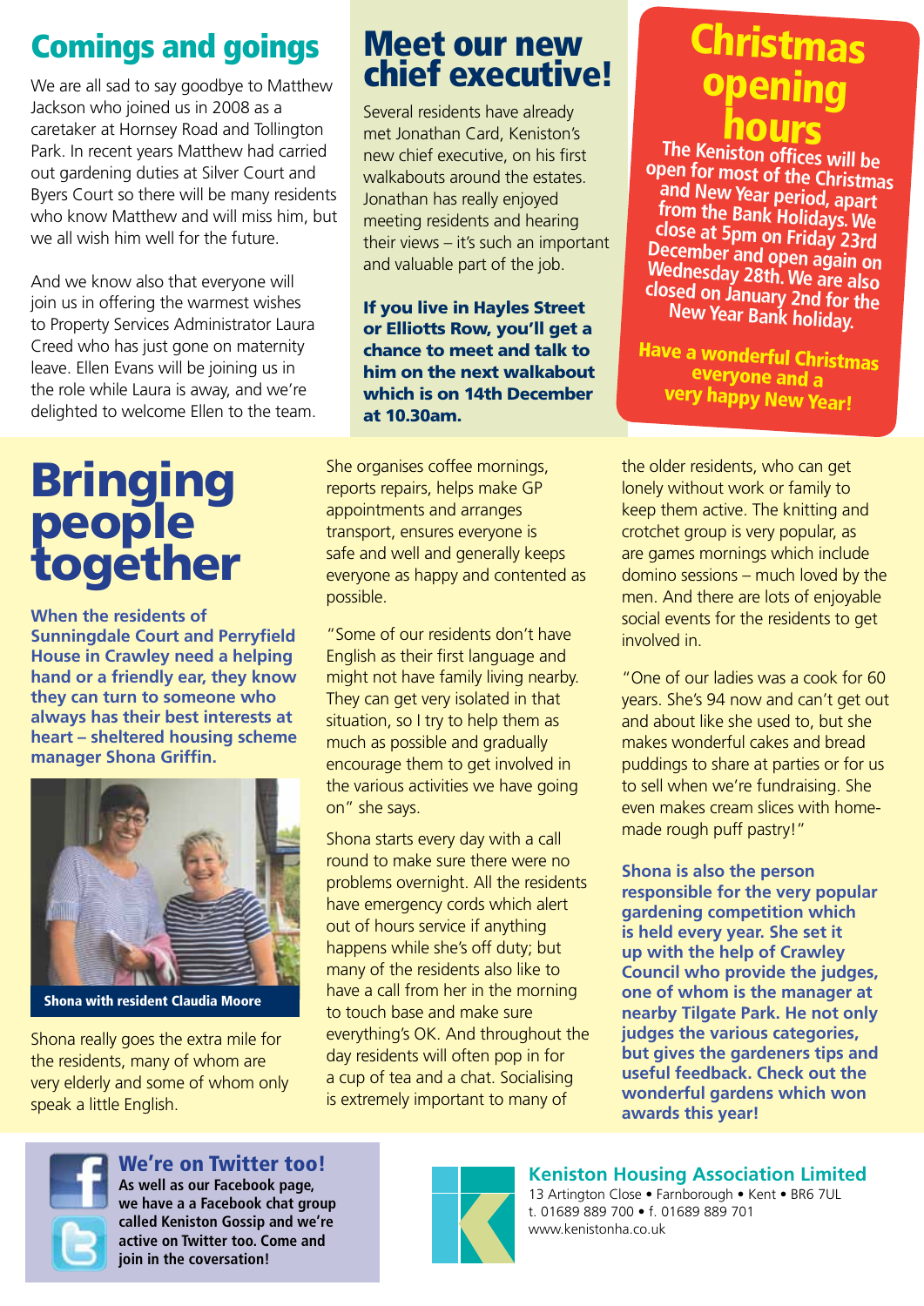## Comings and goings

We are all sad to say goodbye to Matthew Jackson who joined us in 2008 as a caretaker at Hornsey Road and Tollington Park. In recent years Matthew had carried out gardening duties at Silver Court and Byers Court so there will be many residents who know Matthew and will miss him, but we all wish him well for the future.

And we know also that everyone will join us in offering the warmest wishes to Property Services Administrator Laura Creed who has just gone on maternity leave. Ellen Evans will be joining us in the role while Laura is away, and we're delighted to welcome Ellen to the team.

## Meet our new chief executive!

Several residents have already met Jonathan Card, Keniston's new chief executive, on his first walkabouts around the estates. Jonathan has really enjoyed meeting residents and hearing their views – it's such an important and valuable part of the job.

**If you live in Hayles Street or Elliotts Row, you'll get a chance to meet and talk to him on the next walkabout which is on 14th December at 10.30am.**

## Christmas opening hours

**The Keniston offices will be open for most of the Christmas and New Year period, apart from the Bank Holidays. We close at 5pm on Friday 23rd December and open again on Wednesday 28th. We are also closed on January 2nd for the New Year Bank holiday.**

**Have a wonderful Christmas everyone and a very happy New Year!**

# Bringing people together

**When the residents of Sunningdale Court and Perryfield House in Crawley need a helping hand or a friendly ear, they know they can turn to someone who always has their best interests at heart – sheltered housing scheme manager Shona Griffin.**

Shona with resident Claudia Moore

Shona really goes the extra mile for the residents, many of whom are very elderly and some of whom only speak a little English.

She organises coffee mornings, reports repairs, helps make GP appointments and arranges transport, ensures everyone is safe and well and generally keeps everyone as happy and contented as possible.

"Some of our residents don't have English as their first language and might not have family living nearby. They can get very isolated in that situation, so I try to help them as much as possible and gradually encourage them to get involved in the various activities we have going on" she says.

Shona starts every day with a call round to make sure there were no problems overnight. All the residents have emergency cords which alert out of hours service if anything happens while she's off duty; but many of the residents also like to have a call from her in the morning to touch base and make sure everything's OK. And throughout the day residents will often pop in for a cup of tea and a chat. Socialising is extremely important to many of the older residents, who can get lonely without work or family to keep them active. The knitting and crotchet group is very popular, as are games mornings which include domino sessions – much loved by the men. And there are lots of enjoyable social events for the residents to get involved in.

"One of our ladies was a cook for 60 years. She's 94 now and can't get out and about like she used to, but she makes wonderful cakes and bread puddings to share at parties or for us to sell when we're fundraising. She even makes cream slices with home-made rough puff pastry!"

**Shona is also the person responsible for the very popular gardening competition which is held every year. She set it up with the help of Crawley Council who provide the judges, one of whom is the manager at nearby Tilgate Park. He not only judges the various categories, but gives the gardeners tips and useful feedback. Check out the wonderful gardens which won awards this year!**

## We're on Twitter too!

**As well as our Facebook page, we have a a Facebook chat group called Keniston Gossip and we're active on Twitter too. Come and join in the coversation!**

**Keniston Housing Association Limited**
13 Artington Close • Farnborough • Kent • BR6 7UL
t. 01689 889 700 • f. 01689 889 701
www.kenistonha.co.uk